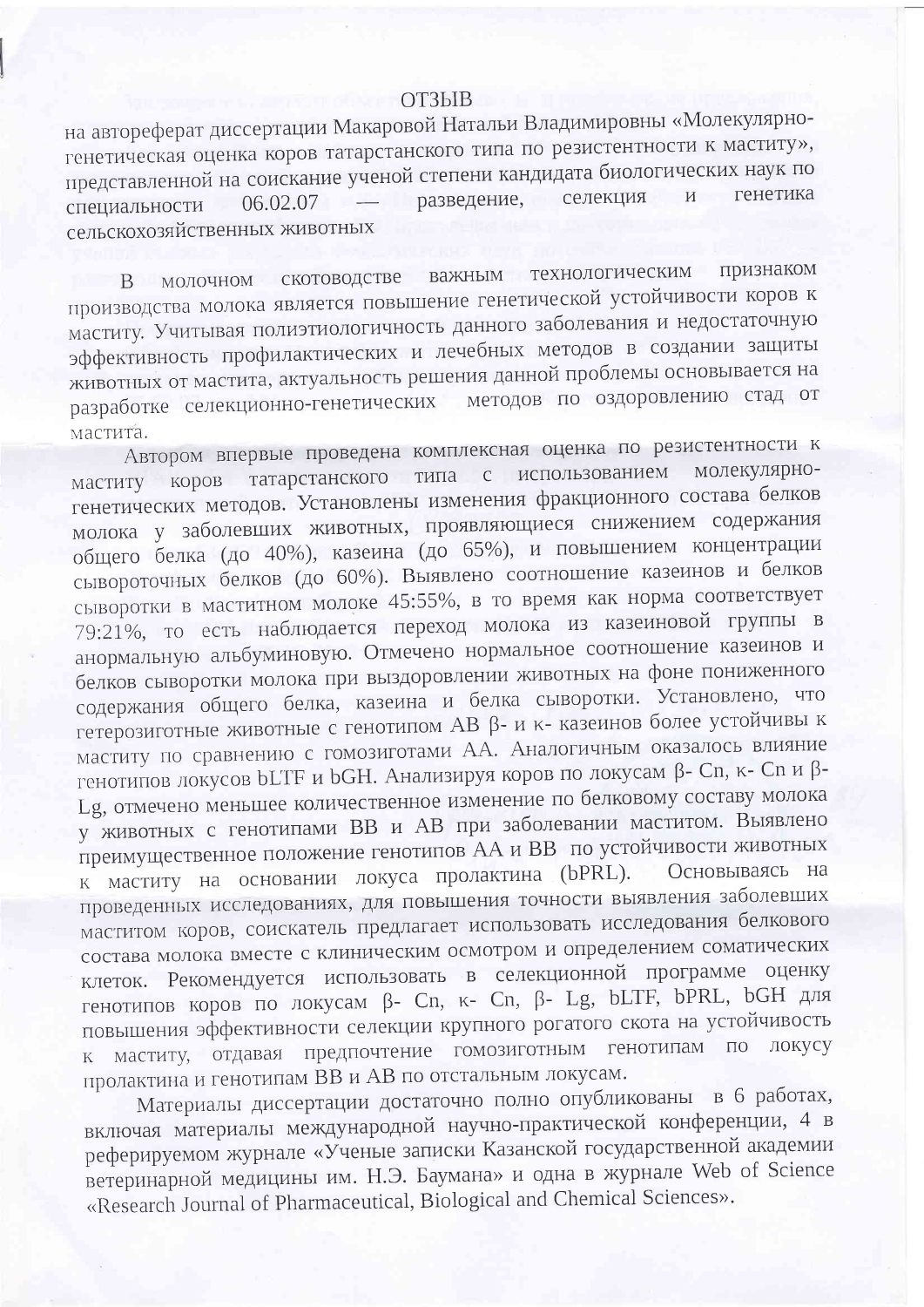# ОТЗЫВ

на автореферат диссертации Макаровой Натальи Владимировны «Молекулярно-генетическая оценка коров татарстанского типа по резистентности к маститу», представленной на соискание ученой степени кандидата биологических наук по специальности 06.02.07 — разведение, селекция и генетика сельскохозяйственных животных

В молочном скотоводстве важным технологическим признаком производства молока является повышение генетической устойчивости коров к маститу. Учитывая полиэтиологичность данного заболевания и недостаточную эффективность профилактических и лечебных методов в создании защиты животных от мастита, актуальность решения данной проблемы основывается на разработке селекционно-генетических методов по оздоровлению стад от мастита.

Автором впервые проведена комплексная оценка по резистентности к маститу коров татарстанского типа с использованием молекулярно-генетических методов. Установлены изменения фракционного состава белков молока у заболевших животных, проявляющиеся снижением содержания общего белка (до 40%), казеина (до 65%), и повышением концентрации сывороточных белков (до 60%). Выявлено соотношение казеинов и белков сыворотки в маститном молоке 45:55%, в то время как норма соответствует 79:21%, то есть наблюдается переход молока из казеиновой группы в анормальную альбуминовую. Отмечено нормальное соотношение казеинов и белков сыворотки молока при выздоровлении животных на фоне пониженного содержания общего белка, казеина и белка сыворотки. Установлено, что гетерозиготные животные с генотипом АВ β- и κ- казеинов более устойчивы к маститу по сравнению с гомозиготами АА. Аналогичным оказалось влияние генотипов локусов bLTF и bGH. Анализируя коров по локусам β- Cn, κ- Cn и β-Lg, отмечено меньшее количественное изменение по белковому составу молока у животных с генотипами ВВ и АВ при заболевании маститом. Выявлено преимущественное положение генотипов АА и ВВ по устойчивости животных к маститу на основании локуса пролактина (bPRL). Основываясь на проведенных исследованиях, для повышения точности выявления заболевших маститом коров, соискатель предлагает использовать исследования белкового состава молока вместе с клиническим осмотром и определением соматических клеток. Рекомендуется использовать в селекционной программе оценку генотипов коров по локусам β- Cn, κ- Cn, β- Lg, bLTF, bPRL, bGH для повышения эффективности селекции крупного рогатого скота на устойчивость к маститу, отдавая предпочтение гомозиготным генотипам по локусу пролактина и генотипам ВВ и АВ по отстальным локусам.

Материалы диссертации достаточно полно опубликованы в 6 работах, включая материалы международной научно-практической конференции, 4 в реферируемом журнале «Ученые записки Казанской государственной академии ветеринарной медицины им. Н.Э. Баумана» и одна в журнале Web of Science «Research Journal of Pharmaceutical, Biological and Chemical Sciences».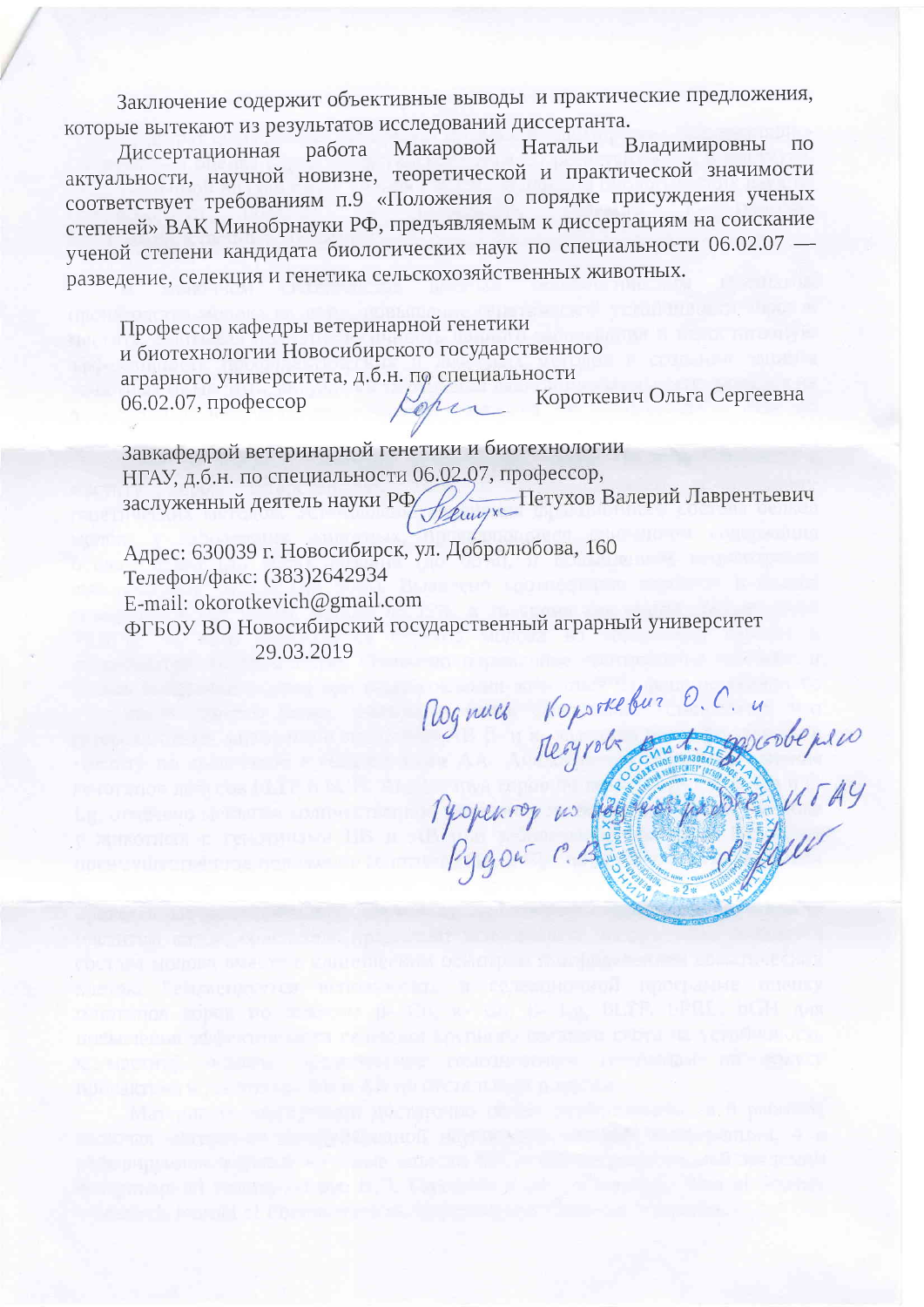Заключение содержит объективные выводы и практические предложения, которые вытекают из результатов исследований диссертанта.

Диссертационная работа Макаровой Натальи Владимировны по актуальности, научной новизне, теоретической и практической значимости соответствует требованиям п.9 «Положения о порядке присуждения ученых степеней» ВАК Минобрнауки РФ, предъявляемым к диссертациям на соискание ученой степени кандидата биологических наук по специальности 06.02.07 — разведение, селекция и генетика сельскохозяйственных животных.

Профессор кафедры ветеринарной генетики и биотехнологии Новосибирского государственного аграрного университета, д.б.н. по специальности 06.02.07, профессор — Короткевич Ольга Сергеевна

Завкафедрой ветеринарной генетики и биотехнологии НГАУ, д.б.н. по специальности 06.02.07, профессор, заслуженный деятель науки РФ — Петухов Валерий Лаврентьевич

Адрес: 630039 г. Новосибирск, ул. Добролюбова, 160
Телефон/факс: (383)2642934
E-mail: okorotkevich@gmail.com
ФГБОУ ВО Новосибирский государственный аграрный университет
29.03.2019

Подпись Короткевич О.С. и Петухова В.Л. удостоверяю
Проректор по научной работе НГАУ
Рудой Е.В.